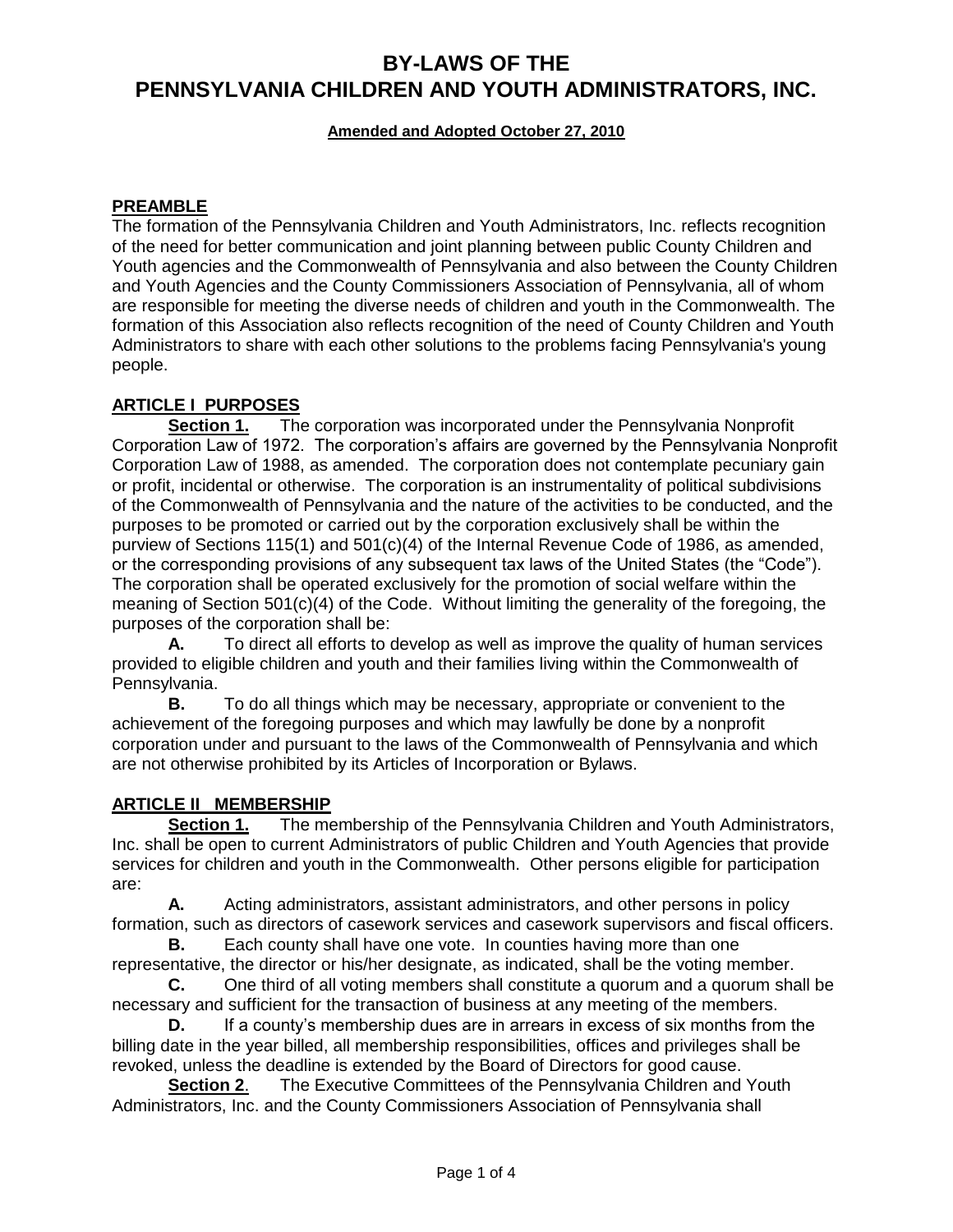# BY-LAWS OF THE PENNSYLVANIA CHILDREN AND YOUTH ADMINISTRATORS, INC.

**Amended and Adopted October 27, 2010**

## PREAMBLE

The formation of the Pennsylvania Children and Youth Administrators, Inc. reflects recognition of the need for better communication and joint planning between public County Children and Youth agencies and the Commonwealth of Pennsylvania and also between the County Children and Youth Agencies and the County Commissioners Association of Pennsylvania, all of whom are responsible for meeting the diverse needs of children and youth in the Commonwealth. The formation of this Association also reflects recognition of the need of County Children and Youth Administrators to share with each other solutions to the problems facing Pennsylvania's young people.

## ARTICLE I PURPOSES

**Section 1.** The corporation was incorporated under the Pennsylvania Nonprofit Corporation Law of 1972. The corporation's affairs are governed by the Pennsylvania Nonprofit Corporation Law of 1988, as amended. The corporation does not contemplate pecuniary gain or profit, incidental or otherwise. The corporation is an instrumentality of political subdivisions of the Commonwealth of Pennsylvania and the nature of the activities to be conducted, and the purposes to be promoted or carried out by the corporation exclusively shall be within the purview of Sections 115(1) and 501(c)(4) of the Internal Revenue Code of 1986, as amended, or the corresponding provisions of any subsequent tax laws of the United States (the "Code"). The corporation shall be operated exclusively for the promotion of social welfare within the meaning of Section 501(c)(4) of the Code. Without limiting the generality of the foregoing, the purposes of the corporation shall be:

**A.** To direct all efforts to develop as well as improve the quality of human services provided to eligible children and youth and their families living within the Commonwealth of Pennsylvania.

**B.** To do all things which may be necessary, appropriate or convenient to the achievement of the foregoing purposes and which may lawfully be done by a nonprofit corporation under and pursuant to the laws of the Commonwealth of Pennsylvania and which are not otherwise prohibited by its Articles of Incorporation or Bylaws.

## ARTICLE II MEMBERSHIP

**Section 1.** The membership of the Pennsylvania Children and Youth Administrators, Inc. shall be open to current Administrators of public Children and Youth Agencies that provide services for children and youth in the Commonwealth. Other persons eligible for participation are:

**A.** Acting administrators, assistant administrators, and other persons in policy formation, such as directors of casework services and casework supervisors and fiscal officers.

**B.** Each county shall have one vote. In counties having more than one representative, the director or his/her designate, as indicated, shall be the voting member.

**C.** One third of all voting members shall constitute a quorum and a quorum shall be necessary and sufficient for the transaction of business at any meeting of the members.

**D.** If a county's membership dues are in arrears in excess of six months from the billing date in the year billed, all membership responsibilities, offices and privileges shall be revoked, unless the deadline is extended by the Board of Directors for good cause.

**Section 2**. The Executive Committees of the Pennsylvania Children and Youth Administrators, Inc. and the County Commissioners Association of Pennsylvania shall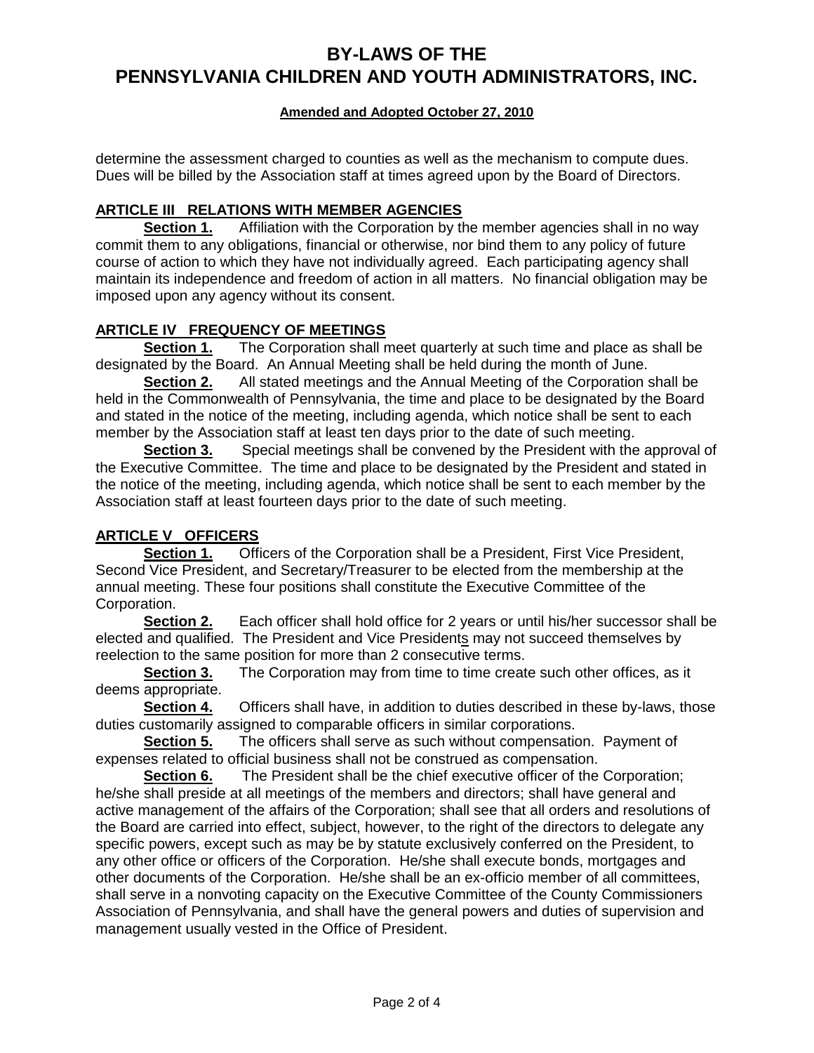determine the assessment charged to counties as well as the mechanism to compute dues. Dues will be billed by the Association staff at times agreed upon by the Board of Directors.

## ARTICLE III RELATIONS WITH MEMBER AGENCIES

**Section 1.** Affiliation with the Corporation by the member agencies shall in no way commit them to any obligations, financial or otherwise, nor bind them to any policy of future course of action to which they have not individually agreed. Each participating agency shall maintain its independence and freedom of action in all matters. No financial obligation may be imposed upon any agency without its consent.

## ARTICLE IV FREQUENCY OF MEETINGS

**Section 1.** The Corporation shall meet quarterly at such time and place as shall be designated by the Board. An Annual Meeting shall be held during the month of June.

**Section 2.** All stated meetings and the Annual Meeting of the Corporation shall be held in the Commonwealth of Pennsylvania, the time and place to be designated by the Board and stated in the notice of the meeting, including agenda, which notice shall be sent to each member by the Association staff at least ten days prior to the date of such meeting.

**Section 3.** Special meetings shall be convened by the President with the approval of the Executive Committee. The time and place to be designated by the President and stated in the notice of the meeting, including agenda, which notice shall be sent to each member by the Association staff at least fourteen days prior to the date of such meeting.

## ARTICLE V OFFICERS

**Section 1.** Officers of the Corporation shall be a President, First Vice President, Second Vice President, and Secretary/Treasurer to be elected from the membership at the annual meeting. These four positions shall constitute the Executive Committee of the Corporation.

**Section 2.** Each officer shall hold office for 2 years or until his/her successor shall be elected and qualified. The President and Vice Presidents may not succeed themselves by reelection to the same position for more than 2 consecutive terms.

**Section 3.** The Corporation may from time to time create such other offices, as it deems appropriate.

**Section 4.** Officers shall have, in addition to duties described in these by-laws, those duties customarily assigned to comparable officers in similar corporations.

**Section 5.** The officers shall serve as such without compensation. Payment of expenses related to official business shall not be construed as compensation.

**Section 6.** The President shall be the chief executive officer of the Corporation; he/she shall preside at all meetings of the members and directors; shall have general and active management of the affairs of the Corporation; shall see that all orders and resolutions of the Board are carried into effect, subject, however, to the right of the directors to delegate any specific powers, except such as may be by statute exclusively conferred on the President, to any other office or officers of the Corporation. He/she shall execute bonds, mortgages and other documents of the Corporation. He/she shall be an ex-officio member of all committees, shall serve in a nonvoting capacity on the Executive Committee of the County Commissioners Association of Pennsylvania, and shall have the general powers and duties of supervision and management usually vested in the Office of President.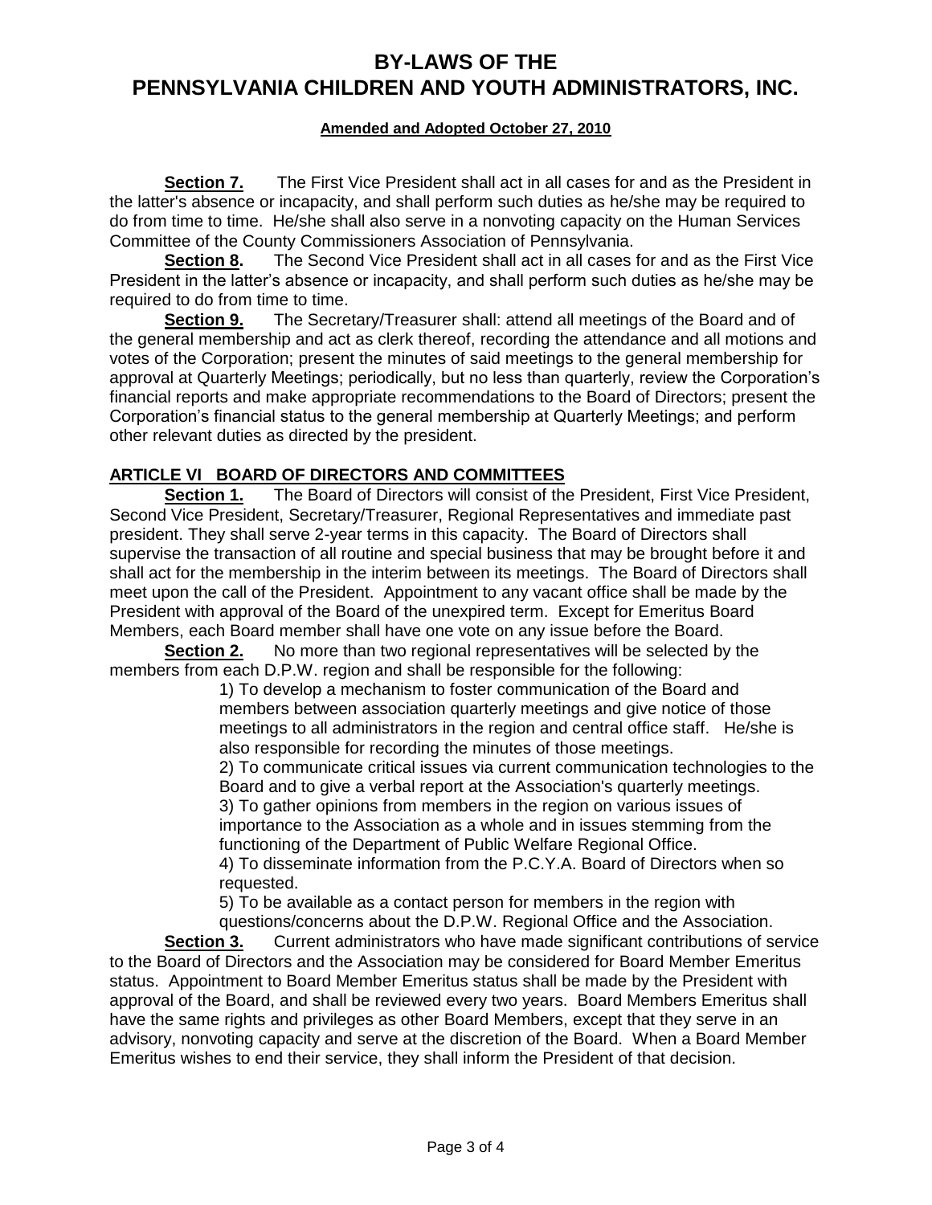**Section 7.** The First Vice President shall act in all cases for and as the President in the latter's absence or incapacity, and shall perform such duties as he/she may be required to do from time to time. He/she shall also serve in a nonvoting capacity on the Human Services Committee of the County Commissioners Association of Pennsylvania.

**Section 8.** The Second Vice President shall act in all cases for and as the First Vice President in the latter's absence or incapacity, and shall perform such duties as he/she may be required to do from time to time.

**Section 9.** The Secretary/Treasurer shall: attend all meetings of the Board and of the general membership and act as clerk thereof, recording the attendance and all motions and votes of the Corporation; present the minutes of said meetings to the general membership for approval at Quarterly Meetings; periodically, but no less than quarterly, review the Corporation's financial reports and make appropriate recommendations to the Board of Directors; present the Corporation's financial status to the general membership at Quarterly Meetings; and perform other relevant duties as directed by the president.

## ARTICLE VI BOARD OF DIRECTORS AND COMMITTEES

**Section 1.** The Board of Directors will consist of the President, First Vice President, Second Vice President, Secretary/Treasurer, Regional Representatives and immediate past president. They shall serve 2-year terms in this capacity. The Board of Directors shall supervise the transaction of all routine and special business that may be brought before it and shall act for the membership in the interim between its meetings. The Board of Directors shall meet upon the call of the President. Appointment to any vacant office shall be made by the President with approval of the Board of the unexpired term. Except for Emeritus Board Members, each Board member shall have one vote on any issue before the Board.

**Section 2.** No more than two regional representatives will be selected by the members from each D.P.W. region and shall be responsible for the following:

1) To develop a mechanism to foster communication of the Board and members between association quarterly meetings and give notice of those meetings to all administrators in the region and central office staff. He/she is also responsible for recording the minutes of those meetings.
2) To communicate critical issues via current communication technologies to the Board and to give a verbal report at the Association's quarterly meetings.
3) To gather opinions from members in the region on various issues of importance to the Association as a whole and in issues stemming from the functioning of the Department of Public Welfare Regional Office.
4) To disseminate information from the P.C.Y.A. Board of Directors when so requested.
5) To be available as a contact person for members in the region with questions/concerns about the D.P.W. Regional Office and the Association.

**Section 3.** Current administrators who have made significant contributions of service to the Board of Directors and the Association may be considered for Board Member Emeritus status. Appointment to Board Member Emeritus status shall be made by the President with approval of the Board, and shall be reviewed every two years. Board Members Emeritus shall have the same rights and privileges as other Board Members, except that they serve in an advisory, nonvoting capacity and serve at the discretion of the Board. When a Board Member Emeritus wishes to end their service, they shall inform the President of that decision.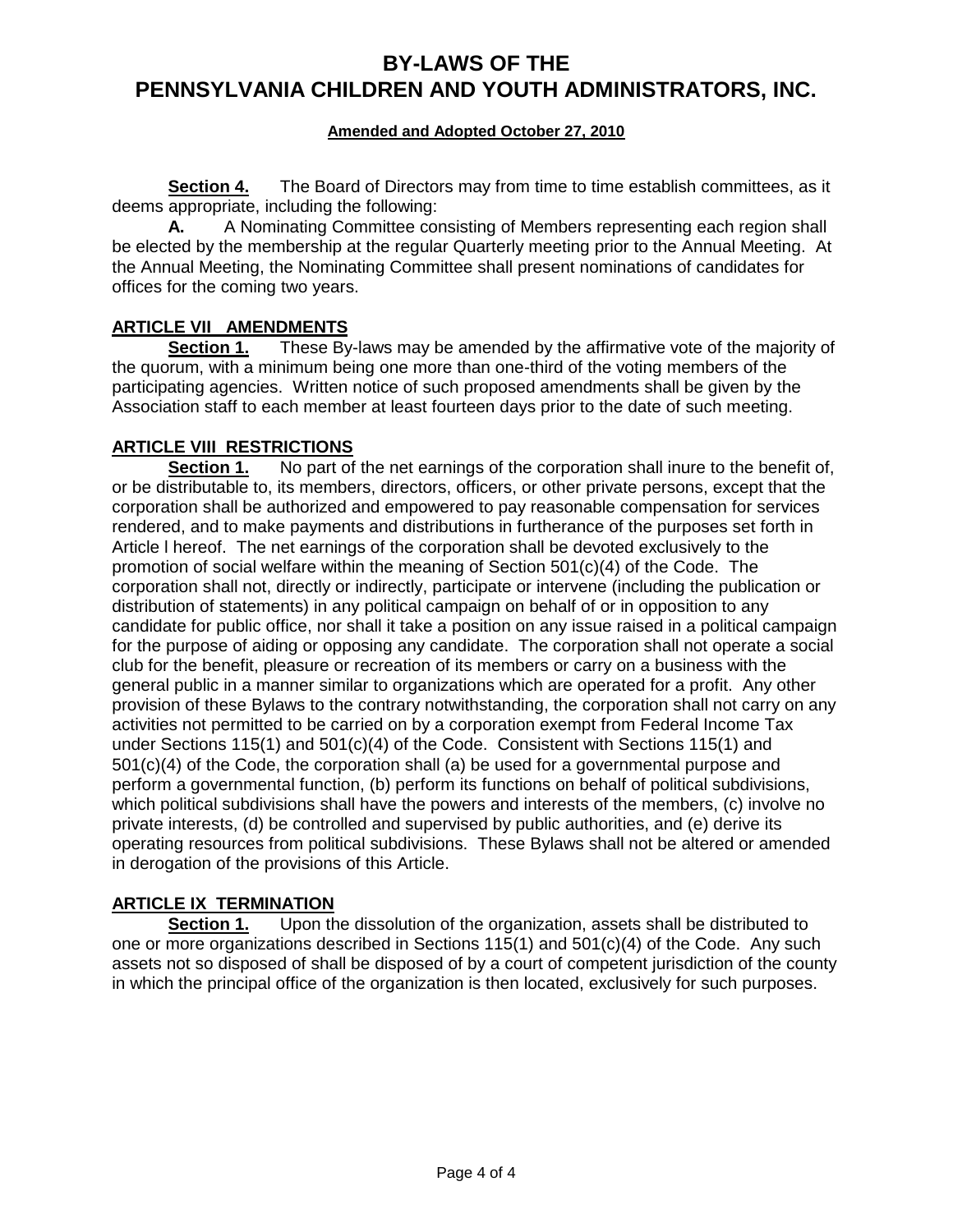# BY-LAWS OF THE PENNSYLVANIA CHILDREN AND YOUTH ADMINISTRATORS, INC.

**Amended and Adopted October 27, 2010**

**Section 4.** The Board of Directors may from time to time establish committees, as it deems appropriate, including the following:

**A.** A Nominating Committee consisting of Members representing each region shall be elected by the membership at the regular Quarterly meeting prior to the Annual Meeting. At the Annual Meeting, the Nominating Committee shall present nominations of candidates for offices for the coming two years.

## ARTICLE VII AMENDMENTS

**Section 1.** These By-laws may be amended by the affirmative vote of the majority of the quorum, with a minimum being one more than one-third of the voting members of the participating agencies. Written notice of such proposed amendments shall be given by the Association staff to each member at least fourteen days prior to the date of such meeting.

## ARTICLE VIII RESTRICTIONS

**Section 1.** No part of the net earnings of the corporation shall inure to the benefit of, or be distributable to, its members, directors, officers, or other private persons, except that the corporation shall be authorized and empowered to pay reasonable compensation for services rendered, and to make payments and distributions in furtherance of the purposes set forth in Article I hereof. The net earnings of the corporation shall be devoted exclusively to the promotion of social welfare within the meaning of Section 501(c)(4) of the Code. The corporation shall not, directly or indirectly, participate or intervene (including the publication or distribution of statements) in any political campaign on behalf of or in opposition to any candidate for public office, nor shall it take a position on any issue raised in a political campaign for the purpose of aiding or opposing any candidate. The corporation shall not operate a social club for the benefit, pleasure or recreation of its members or carry on a business with the general public in a manner similar to organizations which are operated for a profit. Any other provision of these Bylaws to the contrary notwithstanding, the corporation shall not carry on any activities not permitted to be carried on by a corporation exempt from Federal Income Tax under Sections 115(1) and 501(c)(4) of the Code. Consistent with Sections 115(1) and 501(c)(4) of the Code, the corporation shall (a) be used for a governmental purpose and perform a governmental function, (b) perform its functions on behalf of political subdivisions, which political subdivisions shall have the powers and interests of the members, (c) involve no private interests, (d) be controlled and supervised by public authorities, and (e) derive its operating resources from political subdivisions. These Bylaws shall not be altered or amended in derogation of the provisions of this Article.

## ARTICLE IX TERMINATION

**Section 1.** Upon the dissolution of the organization, assets shall be distributed to one or more organizations described in Sections 115(1) and 501(c)(4) of the Code. Any such assets not so disposed of shall be disposed of by a court of competent jurisdiction of the county in which the principal office of the organization is then located, exclusively for such purposes.